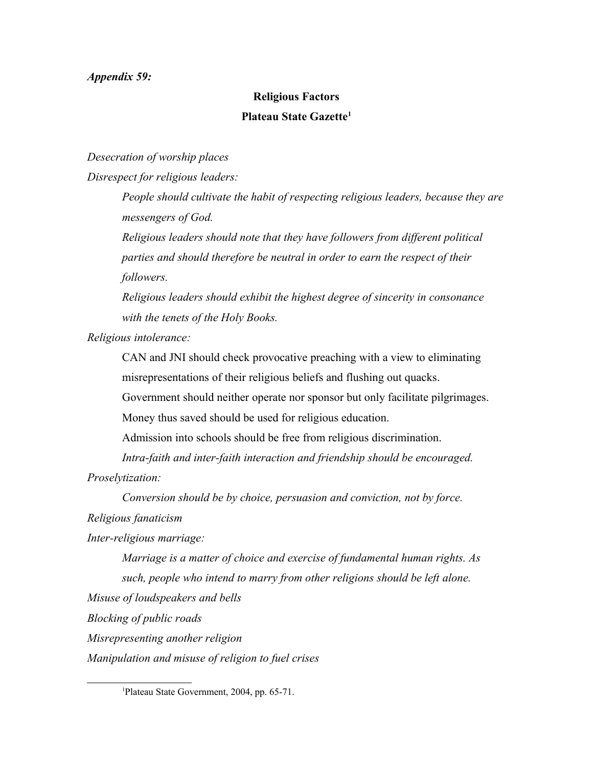***Appendix 59:***

**Religious Factors**

**Plateau State Gazette[1]**

*Desecration of worship places*

*Disrespect for religious leaders:*

> *People should cultivate the habit of respecting religious leaders, because they are messengers of God.*
>
> *Religious leaders should note that they have followers from different political parties and should therefore be neutral in order to earn the respect of their followers.*
>
> *Religious leaders should exhibit the highest degree of sincerity in consonance with the tenets of the Holy Books.*

*Religious intolerance:*

> CAN and JNI should check provocative preaching with a view to eliminating misrepresentations of their religious beliefs and flushing out quacks.
>
> Government should neither operate nor sponsor but only facilitate pilgrimages.
>
> Money thus saved should be used for religious education.
>
> Admission into schools should be free from religious discrimination.
>
> *Intra-faith and inter-faith interaction and friendship should be encouraged.*

*Proselytization:*

> *Conversion should be by choice, persuasion and conviction, not by force.*

*Religious fanaticism*

*Inter-religious marriage:*

> *Marriage is a matter of choice and exercise of fundamental human rights. As such, people who intend to marry from other religions should be left alone.*

*Misuse of loudspeakers and bells*

*Blocking of public roads*

*Misrepresenting another religion*

*Manipulation and misuse of religion to fuel crises*

---

[1] Plateau State Government, 2004, pp. 65-71.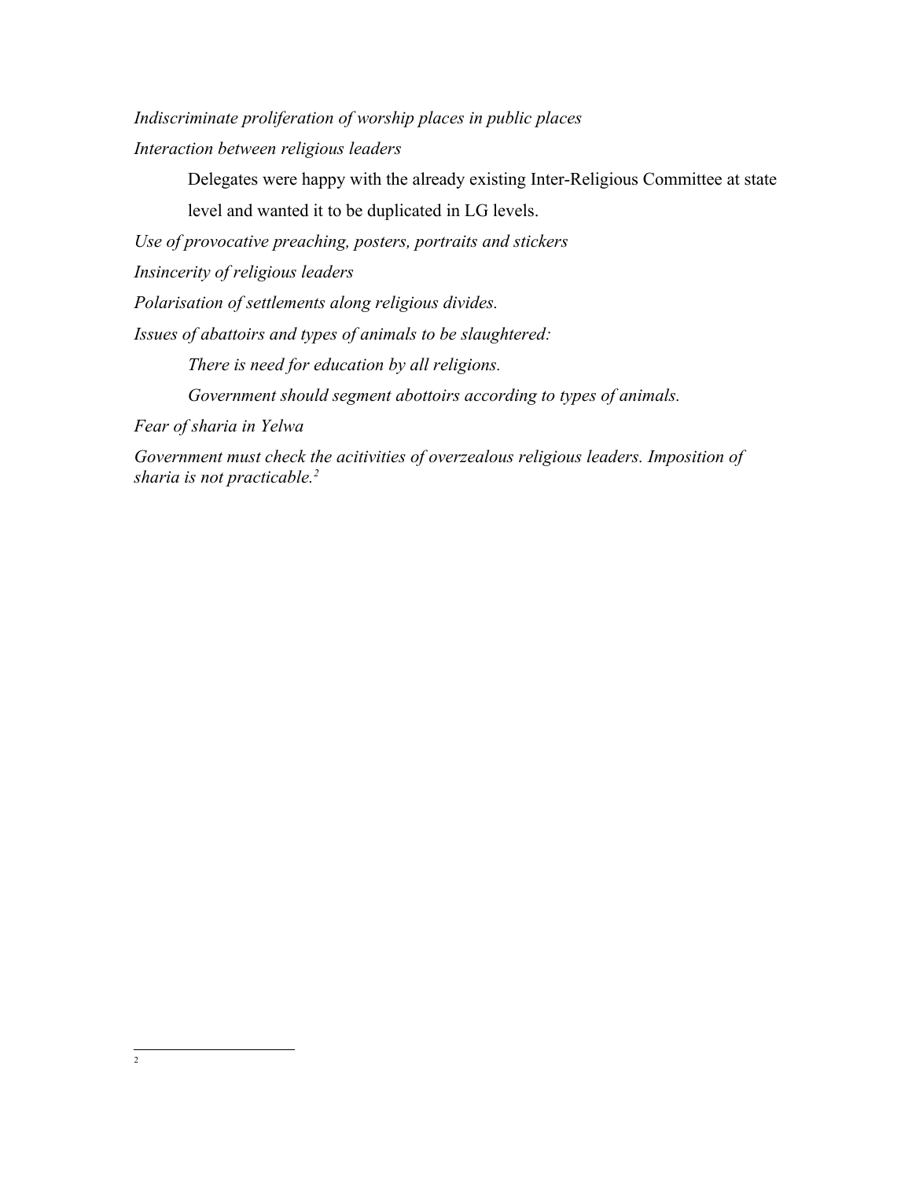*Indiscriminate proliferation of worship places in public places*

*Interaction between religious leaders*

Delegates were happy with the already existing Inter-Religious Committee at state level and wanted it to be duplicated in LG levels.

*Use of provocative preaching, posters, portraits and stickers*

*Insincerity of religious leaders*

*Polarisation of settlements along religious divides.*

*Issues of abattoirs and types of animals to be slaughtered:*

*There is need for education by all religions.*

*Government should segment abottoirs according to types of animals.*

*Fear of sharia in Yelwa*

*Government must check the acitivities of overzealous religious leaders. Imposition of sharia is not practicable.*[2]

---

[2]